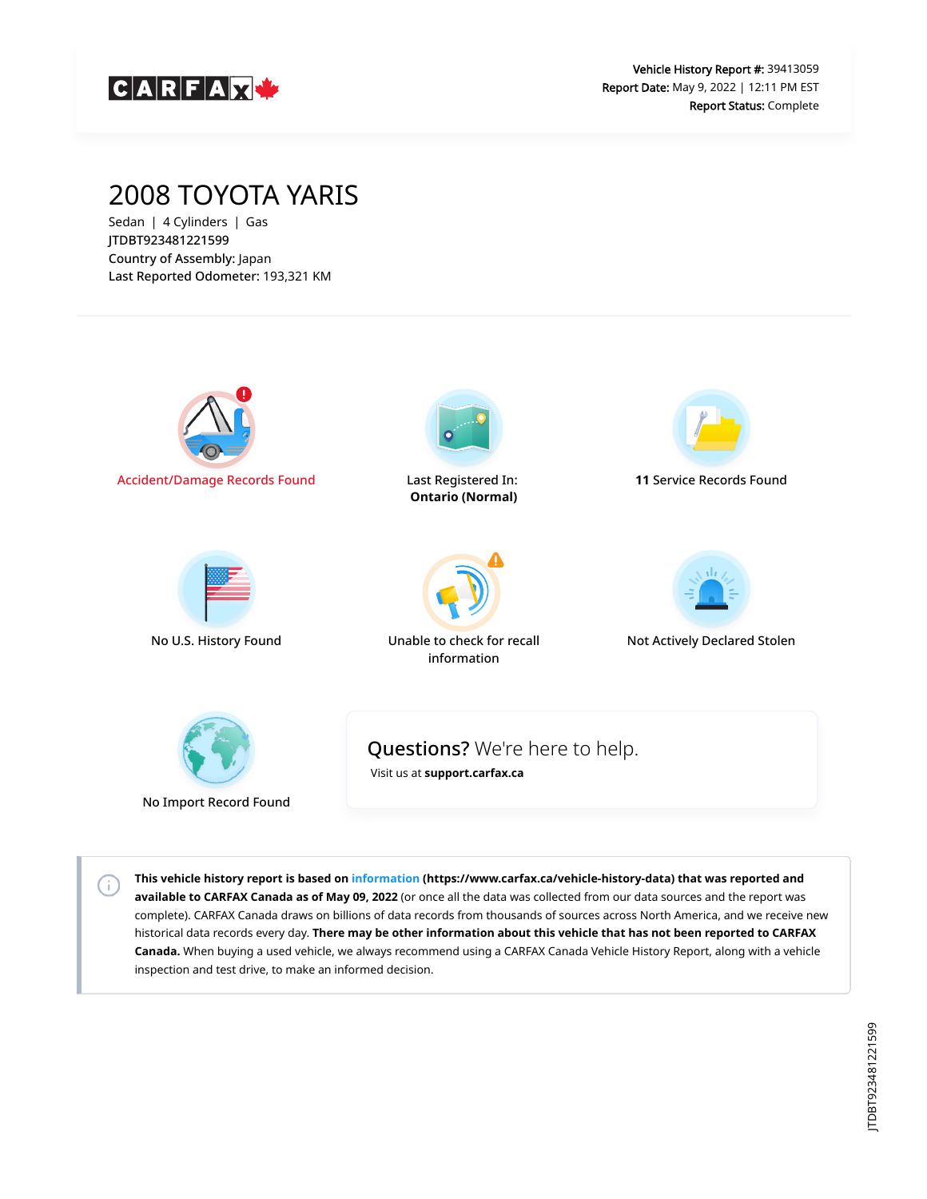CARFAX

**Vehicle History Report #:** 39413059
**Report Date:** May 9, 2022 | 12:11 PM EST
**Report Status:** Complete

# 2008 TOYOTA YARIS

Sedan | 4 Cylinders | Gas
JTDBT923481221599
**Country of Assembly:** Japan
**Last Reported Odometer:** 193,321 KM

Accident/Damage Records Found

Last Registered In:
**Ontario (Normal)**

**11** Service Records Found

No U.S. History Found

Unable to check for recall information

Not Actively Declared Stolen

No Import Record Found

## Questions? We're here to help.

Visit us at **support.carfax.ca**

**This vehicle history report is based on information (https://www.carfax.ca/vehicle-history-data) that was reported and available to CARFAX Canada as of May 09, 2022** (or once all the data was collected from our data sources and the report was complete). CARFAX Canada draws on billions of data records from thousands of sources across North America, and we receive new historical data records every day. **There may be other information about this vehicle that has not been reported to CARFAX Canada.** When buying a used vehicle, we always recommend using a CARFAX Canada Vehicle History Report, along with a vehicle inspection and test drive, to make an informed decision.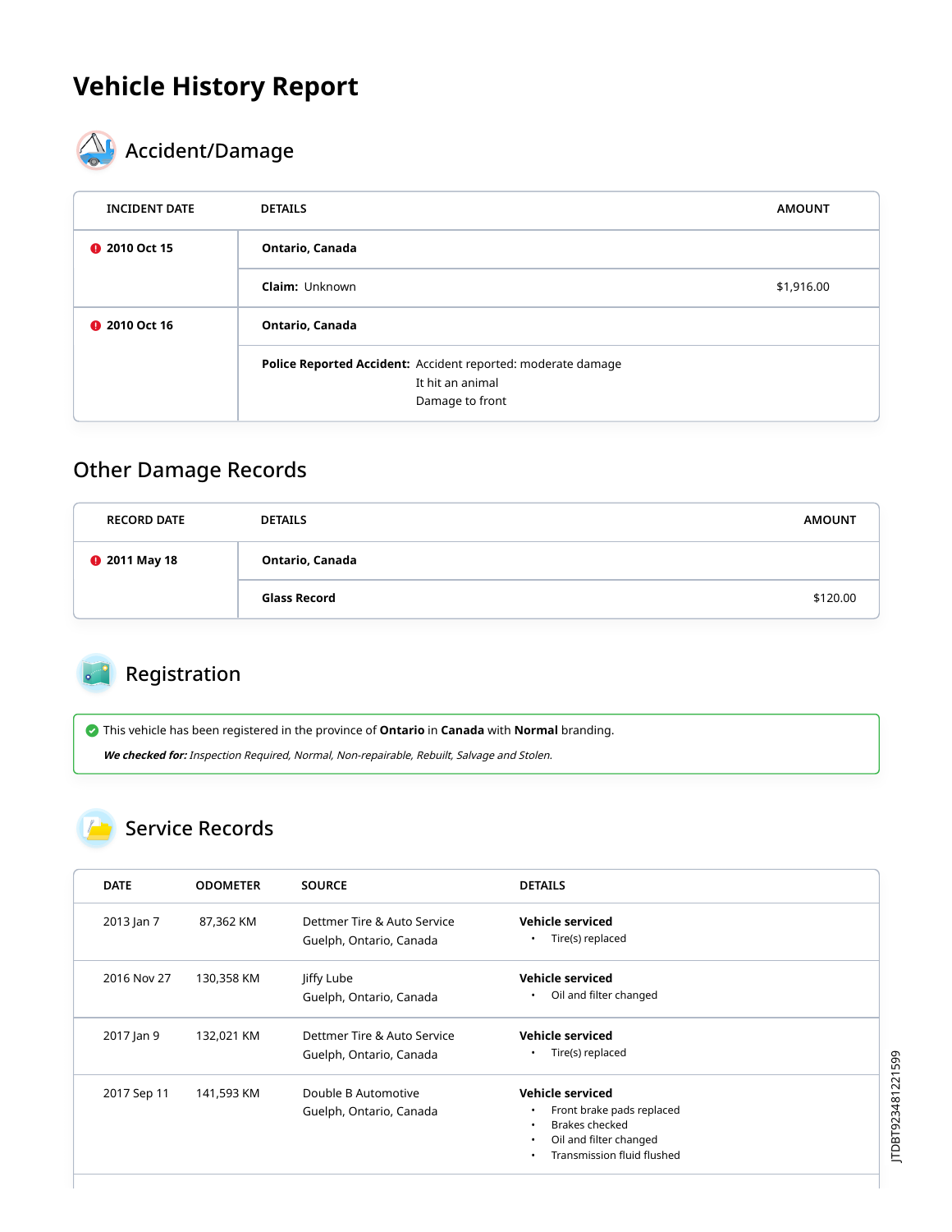# Vehicle History Report

## Accident/Damage

| INCIDENT DATE | DETAILS | AMOUNT |
|---|---|---|
| 2010 Oct 15 | **Ontario, Canada** | |
| | **Claim:** Unknown | $1,916.00 |
| 2010 Oct 16 | **Ontario, Canada** | |
| | **Police Reported Accident:** Accident reported: moderate damage<br>It hit an animal<br>Damage to front | |

## Other Damage Records

| RECORD DATE | DETAILS | AMOUNT |
|---|---|---|
| 2011 May 18 | **Ontario, Canada** | |
| | **Glass Record** | $120.00 |

## Registration

This vehicle has been registered in the province of **Ontario** in **Canada** with **Normal** branding.

***We checked for:*** *Inspection Required, Normal, Non-repairable, Rebuilt, Salvage and Stolen.*

## Service Records

| DATE | ODOMETER | SOURCE | DETAILS |
|---|---|---|---|
| 2013 Jan 7 | 87,362 KM | Dettmer Tire & Auto Service<br>Guelph, Ontario, Canada | **Vehicle serviced**<br>• Tire(s) replaced |
| 2016 Nov 27 | 130,358 KM | Jiffy Lube<br>Guelph, Ontario, Canada | **Vehicle serviced**<br>• Oil and filter changed |
| 2017 Jan 9 | 132,021 KM | Dettmer Tire & Auto Service<br>Guelph, Ontario, Canada | **Vehicle serviced**<br>• Tire(s) replaced |
| 2017 Sep 11 | 141,593 KM | Double B Automotive<br>Guelph, Ontario, Canada | **Vehicle serviced**<br>• Front brake pads replaced<br>• Brakes checked<br>• Oil and filter changed<br>• Transmission fluid flushed |

JTDBT923481221599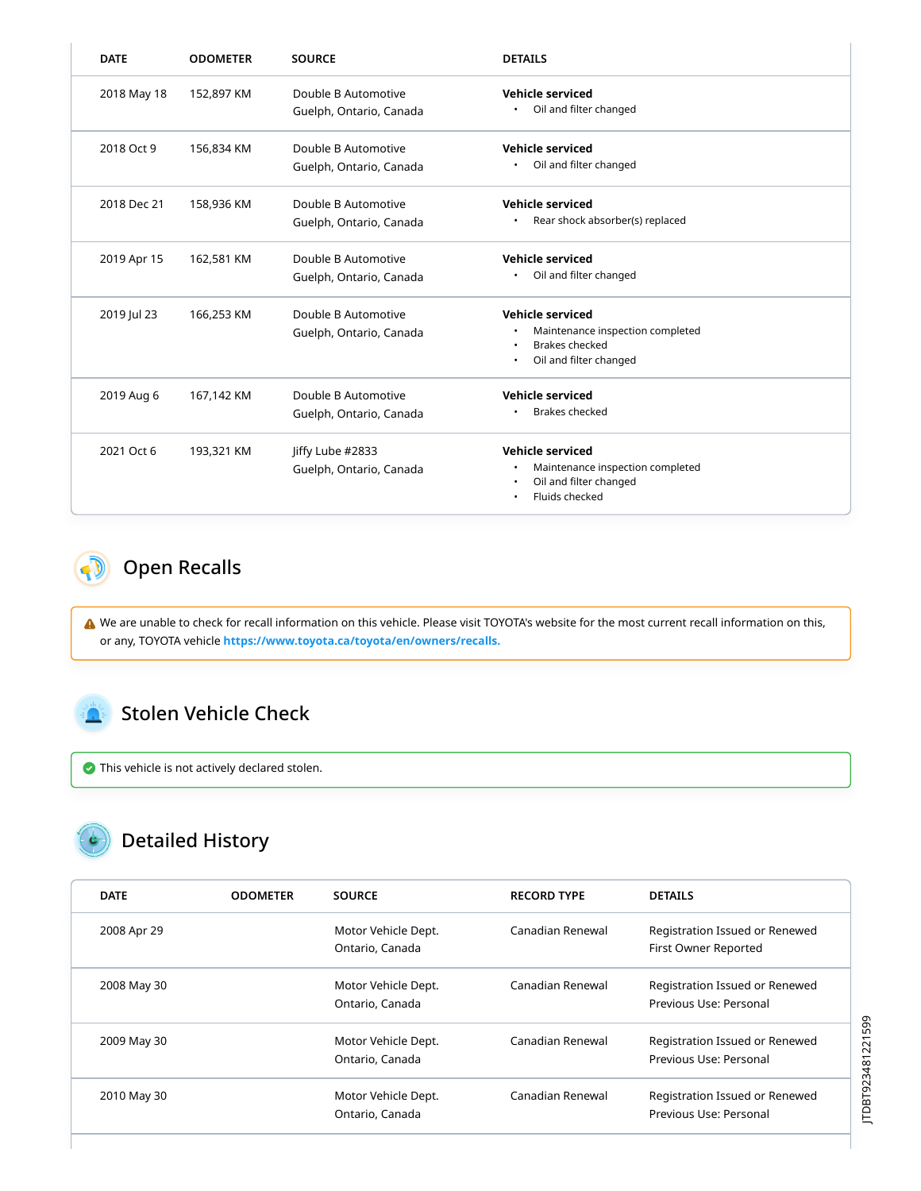| DATE | ODOMETER | SOURCE | DETAILS |
|---|---|---|---|
| 2018 May 18 | 152,897 KM | Double B Automotive<br>Guelph, Ontario, Canada | **Vehicle serviced**<br>• Oil and filter changed |
| 2018 Oct 9 | 156,834 KM | Double B Automotive<br>Guelph, Ontario, Canada | **Vehicle serviced**<br>• Oil and filter changed |
| 2018 Dec 21 | 158,936 KM | Double B Automotive<br>Guelph, Ontario, Canada | **Vehicle serviced**<br>• Rear shock absorber(s) replaced |
| 2019 Apr 15 | 162,581 KM | Double B Automotive<br>Guelph, Ontario, Canada | **Vehicle serviced**<br>• Oil and filter changed |
| 2019 Jul 23 | 166,253 KM | Double B Automotive<br>Guelph, Ontario, Canada | **Vehicle serviced**<br>• Maintenance inspection completed<br>• Brakes checked<br>• Oil and filter changed |
| 2019 Aug 6 | 167,142 KM | Double B Automotive<br>Guelph, Ontario, Canada | **Vehicle serviced**<br>• Brakes checked |
| 2021 Oct 6 | 193,321 KM | Jiffy Lube #2833<br>Guelph, Ontario, Canada | **Vehicle serviced**<br>• Maintenance inspection completed<br>• Oil and filter changed<br>• Fluids checked |

## Open Recalls

We are unable to check for recall information on this vehicle. Please visit TOYOTA's website for the most current recall information on this, or any, TOYOTA vehicle **https://www.toyota.ca/toyota/en/owners/recalls.**

## Stolen Vehicle Check

This vehicle is not actively declared stolen.

## Detailed History

| DATE | ODOMETER | SOURCE | RECORD TYPE | DETAILS |
|---|---|---|---|---|
| 2008 Apr 29 | | Motor Vehicle Dept.<br>Ontario, Canada | Canadian Renewal | Registration Issued or Renewed<br>First Owner Reported |
| 2008 May 30 | | Motor Vehicle Dept.<br>Ontario, Canada | Canadian Renewal | Registration Issued or Renewed<br>Previous Use: Personal |
| 2009 May 30 | | Motor Vehicle Dept.<br>Ontario, Canada | Canadian Renewal | Registration Issued or Renewed<br>Previous Use: Personal |
| 2010 May 30 | | Motor Vehicle Dept.<br>Ontario, Canada | Canadian Renewal | Registration Issued or Renewed<br>Previous Use: Personal |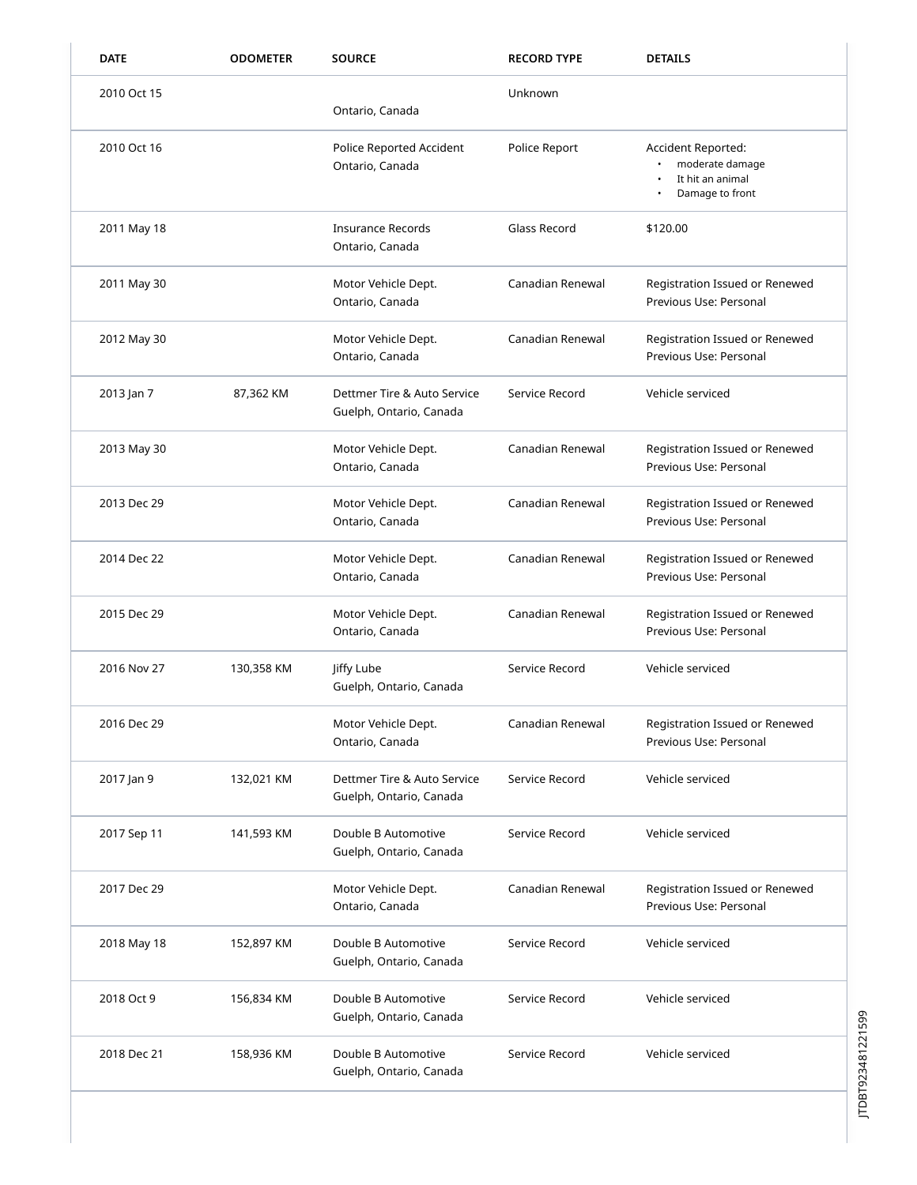| DATE | ODOMETER | SOURCE | RECORD TYPE | DETAILS |
|---|---|---|---|---|
| 2010 Oct 15 | | Ontario, Canada | Unknown | |
| 2010 Oct 16 | | Police Reported Accident<br>Ontario, Canada | Police Report | Accident Reported:<br>• moderate damage<br>• It hit an animal<br>• Damage to front |
| 2011 May 18 | | Insurance Records<br>Ontario, Canada | Glass Record | $120.00 |
| 2011 May 30 | | Motor Vehicle Dept.<br>Ontario, Canada | Canadian Renewal | Registration Issued or Renewed<br>Previous Use: Personal |
| 2012 May 30 | | Motor Vehicle Dept.<br>Ontario, Canada | Canadian Renewal | Registration Issued or Renewed<br>Previous Use: Personal |
| 2013 Jan 7 | 87,362 KM | Dettmer Tire & Auto Service<br>Guelph, Ontario, Canada | Service Record | Vehicle serviced |
| 2013 May 30 | | Motor Vehicle Dept.<br>Ontario, Canada | Canadian Renewal | Registration Issued or Renewed<br>Previous Use: Personal |
| 2013 Dec 29 | | Motor Vehicle Dept.<br>Ontario, Canada | Canadian Renewal | Registration Issued or Renewed<br>Previous Use: Personal |
| 2014 Dec 22 | | Motor Vehicle Dept.<br>Ontario, Canada | Canadian Renewal | Registration Issued or Renewed<br>Previous Use: Personal |
| 2015 Dec 29 | | Motor Vehicle Dept.<br>Ontario, Canada | Canadian Renewal | Registration Issued or Renewed<br>Previous Use: Personal |
| 2016 Nov 27 | 130,358 KM | Jiffy Lube<br>Guelph, Ontario, Canada | Service Record | Vehicle serviced |
| 2016 Dec 29 | | Motor Vehicle Dept.<br>Ontario, Canada | Canadian Renewal | Registration Issued or Renewed<br>Previous Use: Personal |
| 2017 Jan 9 | 132,021 KM | Dettmer Tire & Auto Service<br>Guelph, Ontario, Canada | Service Record | Vehicle serviced |
| 2017 Sep 11 | 141,593 KM | Double B Automotive<br>Guelph, Ontario, Canada | Service Record | Vehicle serviced |
| 2017 Dec 29 | | Motor Vehicle Dept.<br>Ontario, Canada | Canadian Renewal | Registration Issued or Renewed<br>Previous Use: Personal |
| 2018 May 18 | 152,897 KM | Double B Automotive<br>Guelph, Ontario, Canada | Service Record | Vehicle serviced |
| 2018 Oct 9 | 156,834 KM | Double B Automotive<br>Guelph, Ontario, Canada | Service Record | Vehicle serviced |
| 2018 Dec 21 | 158,936 KM | Double B Automotive<br>Guelph, Ontario, Canada | Service Record | Vehicle serviced |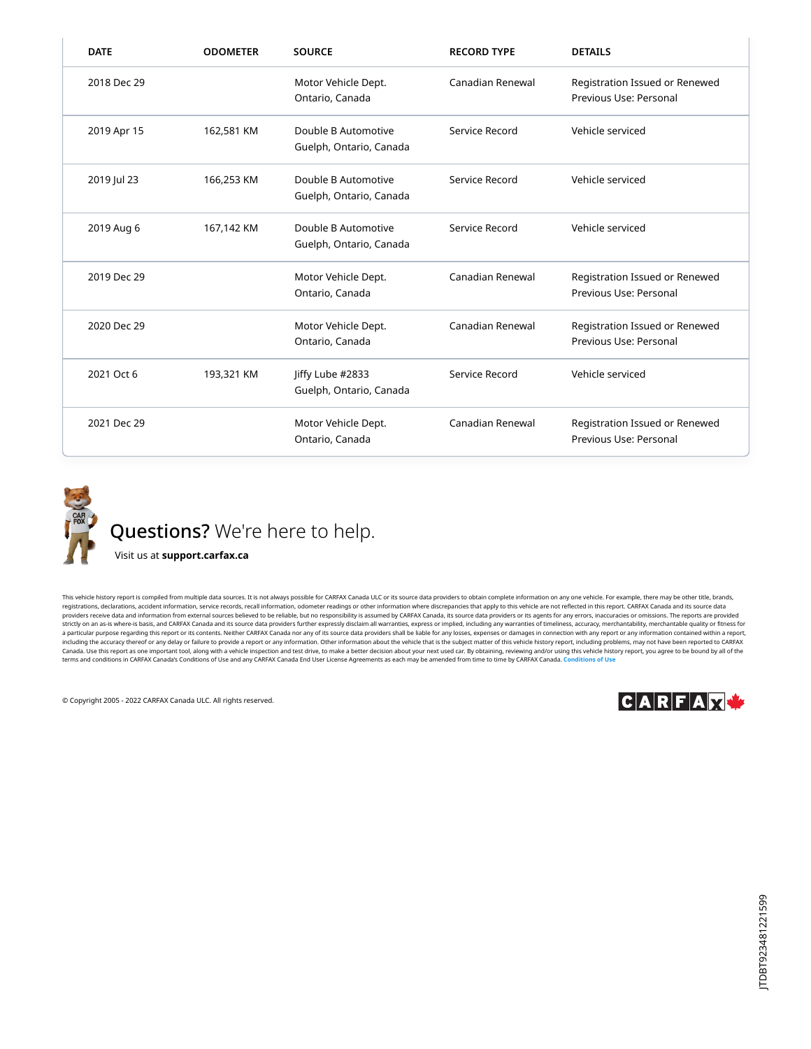| DATE | ODOMETER | SOURCE | RECORD TYPE | DETAILS |
|---|---|---|---|---|
| 2018 Dec 29 | | Motor Vehicle Dept. Ontario, Canada | Canadian Renewal | Registration Issued or Renewed Previous Use: Personal |
| 2019 Apr 15 | 162,581 KM | Double B Automotive Guelph, Ontario, Canada | Service Record | Vehicle serviced |
| 2019 Jul 23 | 166,253 KM | Double B Automotive Guelph, Ontario, Canada | Service Record | Vehicle serviced |
| 2019 Aug 6 | 167,142 KM | Double B Automotive Guelph, Ontario, Canada | Service Record | Vehicle serviced |
| 2019 Dec 29 | | Motor Vehicle Dept. Ontario, Canada | Canadian Renewal | Registration Issued or Renewed Previous Use: Personal |
| 2020 Dec 29 | | Motor Vehicle Dept. Ontario, Canada | Canadian Renewal | Registration Issued or Renewed Previous Use: Personal |
| 2021 Oct 6 | 193,321 KM | Jiffy Lube #2833 Guelph, Ontario, Canada | Service Record | Vehicle serviced |
| 2021 Dec 29 | | Motor Vehicle Dept. Ontario, Canada | Canadian Renewal | Registration Issued or Renewed Previous Use: Personal |

## **Questions?** We're here to help.

Visit us at **support.carfax.ca**

This vehicle history report is compiled from multiple data sources. It is not always possible for CARFAX Canada ULC or its source data providers to obtain complete information on any one vehicle. For example, there may be other title, brands, registrations, declarations, accident information, service records, recall information, odometer readings or other information where discrepancies that apply to this vehicle are not reflected in this report. CARFAX Canada and its source data providers receive data and information from external sources believed to be reliable, but no responsibility is assumed by CARFAX Canada, its source data providers or its agents for any errors, inaccuracies or omissions. The reports are provided strictly on an as-is where-is basis, and CARFAX Canada and its source data providers further expressly disclaim all warranties, express or implied, including any warranties of timeliness, accuracy, merchantability, merchantable quality or fitness for a particular purpose regarding this report or its contents. Neither CARFAX Canada nor any of its source data providers shall be liable for any losses, expenses or damages in connection with any report or any information contained within a report, including the accuracy thereof or any delay or failure to provide a report or any information. Other information about the vehicle that is the subject matter of this vehicle history report, including problems, may not have been reported to CARFAX Canada. Use this report as one important tool, along with a vehicle inspection and test drive, to make a better decision about your next used car. By obtaining, reviewing and/or using this vehicle history report, you agree to be bound by all of the terms and conditions in CARFAX Canada's Conditions of Use and any CARFAX Canada End User License Agreements as each may be amended from time to time by CARFAX Canada. Conditions of Use

© Copyright 2005 - 2022 CARFAX Canada ULC. All rights reserved.

JTDBT923481221599